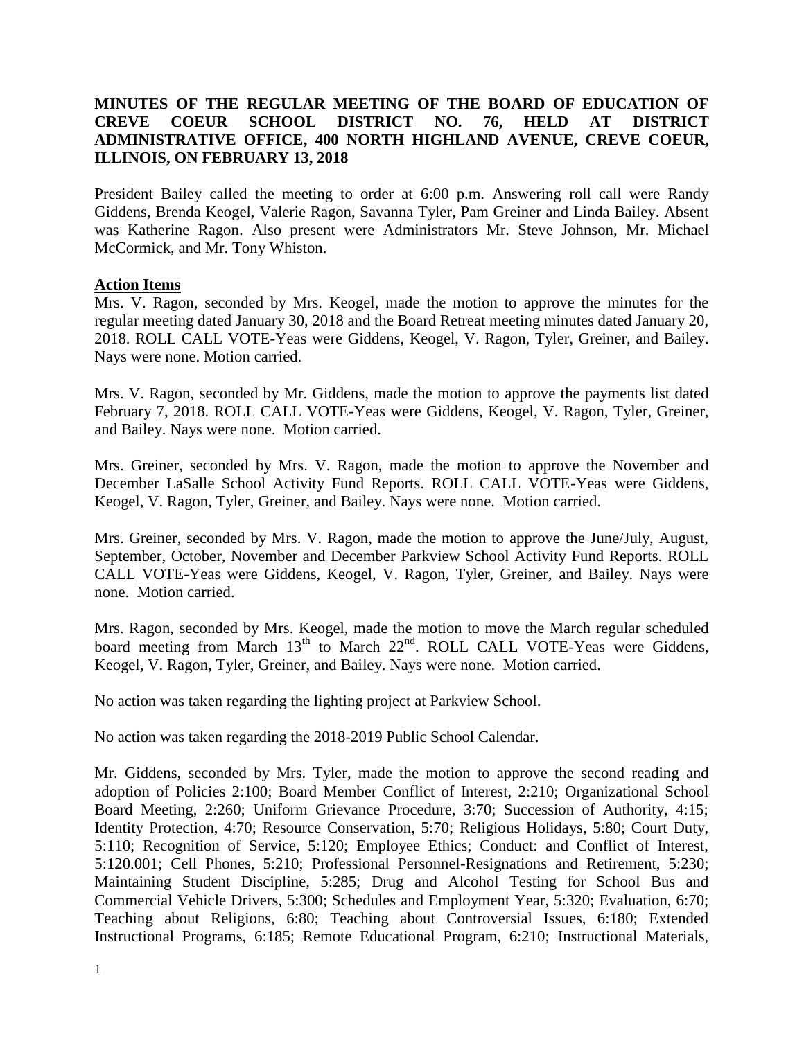# MINUTES OF THE REGULAR MEETING OF THE BOARD OF EDUCATION OF CREVE COEUR SCHOOL DISTRICT NO. 76, HELD AT DISTRICT ADMINISTRATIVE OFFICE, 400 NORTH HIGHLAND AVENUE, CREVE COEUR, ILLINOIS, ON FEBRUARY 13, 2018

President Bailey called the meeting to order at 6:00 p.m. Answering roll call were Randy Giddens, Brenda Keogel, Valerie Ragon, Savanna Tyler, Pam Greiner and Linda Bailey. Absent was Katherine Ragon. Also present were Administrators Mr. Steve Johnson, Mr. Michael McCormick, and Mr. Tony Whiston.

## Action Items

Mrs. V. Ragon, seconded by Mrs. Keogel, made the motion to approve the minutes for the regular meeting dated January 30, 2018 and the Board Retreat meeting minutes dated January 20, 2018. ROLL CALL VOTE-Yeas were Giddens, Keogel, V. Ragon, Tyler, Greiner, and Bailey. Nays were none. Motion carried.

Mrs. V. Ragon, seconded by Mr. Giddens, made the motion to approve the payments list dated February 7, 2018. ROLL CALL VOTE-Yeas were Giddens, Keogel, V. Ragon, Tyler, Greiner, and Bailey. Nays were none. Motion carried.

Mrs. Greiner, seconded by Mrs. V. Ragon, made the motion to approve the November and December LaSalle School Activity Fund Reports. ROLL CALL VOTE-Yeas were Giddens, Keogel, V. Ragon, Tyler, Greiner, and Bailey. Nays were none. Motion carried.

Mrs. Greiner, seconded by Mrs. V. Ragon, made the motion to approve the June/July, August, September, October, November and December Parkview School Activity Fund Reports. ROLL CALL VOTE-Yeas were Giddens, Keogel, V. Ragon, Tyler, Greiner, and Bailey. Nays were none. Motion carried.

Mrs. Ragon, seconded by Mrs. Keogel, made the motion to move the March regular scheduled board meeting from March 13th to March 22nd. ROLL CALL VOTE-Yeas were Giddens, Keogel, V. Ragon, Tyler, Greiner, and Bailey. Nays were none. Motion carried.

No action was taken regarding the lighting project at Parkview School.

No action was taken regarding the 2018-2019 Public School Calendar.

Mr. Giddens, seconded by Mrs. Tyler, made the motion to approve the second reading and adoption of Policies 2:100; Board Member Conflict of Interest, 2:210; Organizational School Board Meeting, 2:260; Uniform Grievance Procedure, 3:70; Succession of Authority, 4:15; Identity Protection, 4:70; Resource Conservation, 5:70; Religious Holidays, 5:80; Court Duty, 5:110; Recognition of Service, 5:120; Employee Ethics; Conduct: and Conflict of Interest, 5:120.001; Cell Phones, 5:210; Professional Personnel-Resignations and Retirement, 5:230; Maintaining Student Discipline, 5:285; Drug and Alcohol Testing for School Bus and Commercial Vehicle Drivers, 5:300; Schedules and Employment Year, 5:320; Evaluation, 6:70; Teaching about Religions, 6:80; Teaching about Controversial Issues, 6:180; Extended Instructional Programs, 6:185; Remote Educational Program, 6:210; Instructional Materials,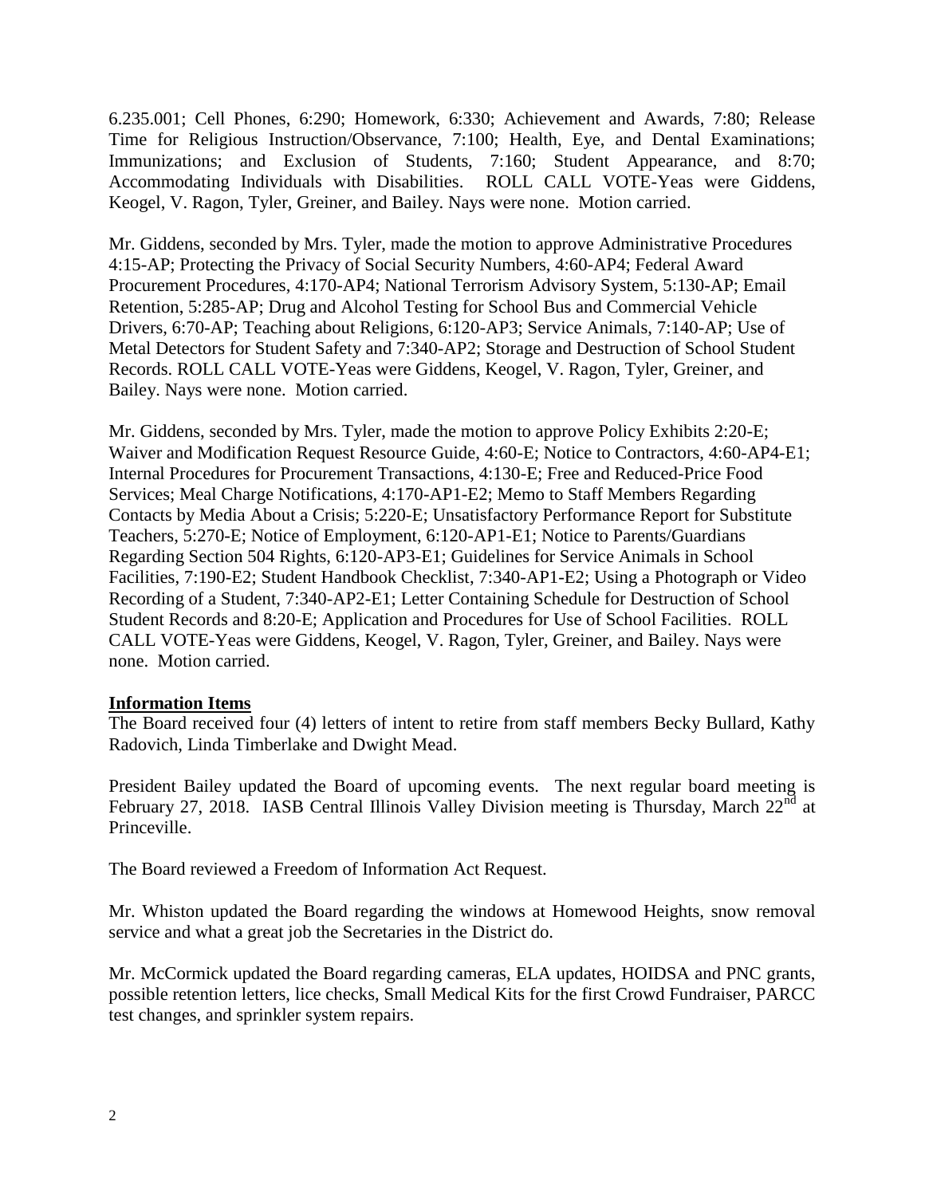6.235.001; Cell Phones, 6:290; Homework, 6:330; Achievement and Awards, 7:80; Release Time for Religious Instruction/Observance, 7:100; Health, Eye, and Dental Examinations; Immunizations; and Exclusion of Students, 7:160; Student Appearance, and 8:70; Accommodating Individuals with Disabilities. ROLL CALL VOTE-Yeas were Giddens, Keogel, V. Ragon, Tyler, Greiner, and Bailey. Nays were none. Motion carried.

Mr. Giddens, seconded by Mrs. Tyler, made the motion to approve Administrative Procedures 4:15-AP; Protecting the Privacy of Social Security Numbers, 4:60-AP4; Federal Award Procurement Procedures, 4:170-AP4; National Terrorism Advisory System, 5:130-AP; Email Retention, 5:285-AP; Drug and Alcohol Testing for School Bus and Commercial Vehicle Drivers, 6:70-AP; Teaching about Religions, 6:120-AP3; Service Animals, 7:140-AP; Use of Metal Detectors for Student Safety and 7:340-AP2; Storage and Destruction of School Student Records. ROLL CALL VOTE-Yeas were Giddens, Keogel, V. Ragon, Tyler, Greiner, and Bailey. Nays were none. Motion carried.

Mr. Giddens, seconded by Mrs. Tyler, made the motion to approve Policy Exhibits 2:20-E; Waiver and Modification Request Resource Guide, 4:60-E; Notice to Contractors, 4:60-AP4-E1; Internal Procedures for Procurement Transactions, 4:130-E; Free and Reduced-Price Food Services; Meal Charge Notifications, 4:170-AP1-E2; Memo to Staff Members Regarding Contacts by Media About a Crisis; 5:220-E; Unsatisfactory Performance Report for Substitute Teachers, 5:270-E; Notice of Employment, 6:120-AP1-E1; Notice to Parents/Guardians Regarding Section 504 Rights, 6:120-AP3-E1; Guidelines for Service Animals in School Facilities, 7:190-E2; Student Handbook Checklist, 7:340-AP1-E2; Using a Photograph or Video Recording of a Student, 7:340-AP2-E1; Letter Containing Schedule for Destruction of School Student Records and 8:20-E; Application and Procedures for Use of School Facilities. ROLL CALL VOTE-Yeas were Giddens, Keogel, V. Ragon, Tyler, Greiner, and Bailey. Nays were none. Motion carried.

**Information Items**

The Board received four (4) letters of intent to retire from staff members Becky Bullard, Kathy Radovich, Linda Timberlake and Dwight Mead.

President Bailey updated the Board of upcoming events. The next regular board meeting is February 27, 2018. IASB Central Illinois Valley Division meeting is Thursday, March 22nd at Princeville.

The Board reviewed a Freedom of Information Act Request.

Mr. Whiston updated the Board regarding the windows at Homewood Heights, snow removal service and what a great job the Secretaries in the District do.

Mr. McCormick updated the Board regarding cameras, ELA updates, HOIDSA and PNC grants, possible retention letters, lice checks, Small Medical Kits for the first Crowd Fundraiser, PARCC test changes, and sprinkler system repairs.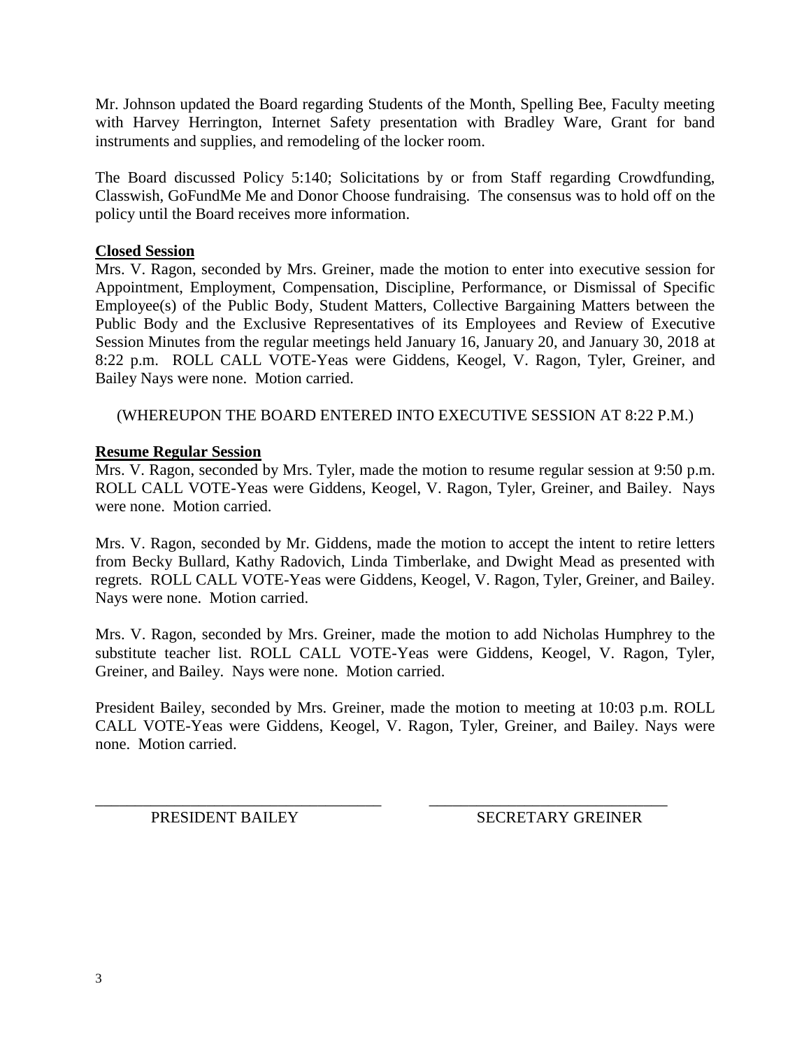Mr. Johnson updated the Board regarding Students of the Month, Spelling Bee, Faculty meeting with Harvey Herrington, Internet Safety presentation with Bradley Ware, Grant for band instruments and supplies, and remodeling of the locker room.

The Board discussed Policy 5:140; Solicitations by or from Staff regarding Crowdfunding, Classwish, GoFundMe Me and Donor Choose fundraising. The consensus was to hold off on the policy until the Board receives more information.

**Closed Session**

Mrs. V. Ragon, seconded by Mrs. Greiner, made the motion to enter into executive session for Appointment, Employment, Compensation, Discipline, Performance, or Dismissal of Specific Employee(s) of the Public Body, Student Matters, Collective Bargaining Matters between the Public Body and the Exclusive Representatives of its Employees and Review of Executive Session Minutes from the regular meetings held January 16, January 20, and January 30, 2018 at 8:22 p.m. ROLL CALL VOTE-Yeas were Giddens, Keogel, V. Ragon, Tyler, Greiner, and Bailey Nays were none. Motion carried.

(WHEREUPON THE BOARD ENTERED INTO EXECUTIVE SESSION AT 8:22 P.M.)

**Resume Regular Session**

Mrs. V. Ragon, seconded by Mrs. Tyler, made the motion to resume regular session at 9:50 p.m. ROLL CALL VOTE-Yeas were Giddens, Keogel, V. Ragon, Tyler, Greiner, and Bailey. Nays were none. Motion carried.

Mrs. V. Ragon, seconded by Mr. Giddens, made the motion to accept the intent to retire letters from Becky Bullard, Kathy Radovich, Linda Timberlake, and Dwight Mead as presented with regrets. ROLL CALL VOTE-Yeas were Giddens, Keogel, V. Ragon, Tyler, Greiner, and Bailey. Nays were none. Motion carried.

Mrs. V. Ragon, seconded by Mrs. Greiner, made the motion to add Nicholas Humphrey to the substitute teacher list. ROLL CALL VOTE-Yeas were Giddens, Keogel, V. Ragon, Tyler, Greiner, and Bailey. Nays were none. Motion carried.

President Bailey, seconded by Mrs. Greiner, made the motion to meeting at 10:03 p.m. ROLL CALL VOTE-Yeas were Giddens, Keogel, V. Ragon, Tyler, Greiner, and Bailey. Nays were none. Motion carried.

_________________________________ _________________________________

PRESIDENT BAILEY SECRETARY GREINER